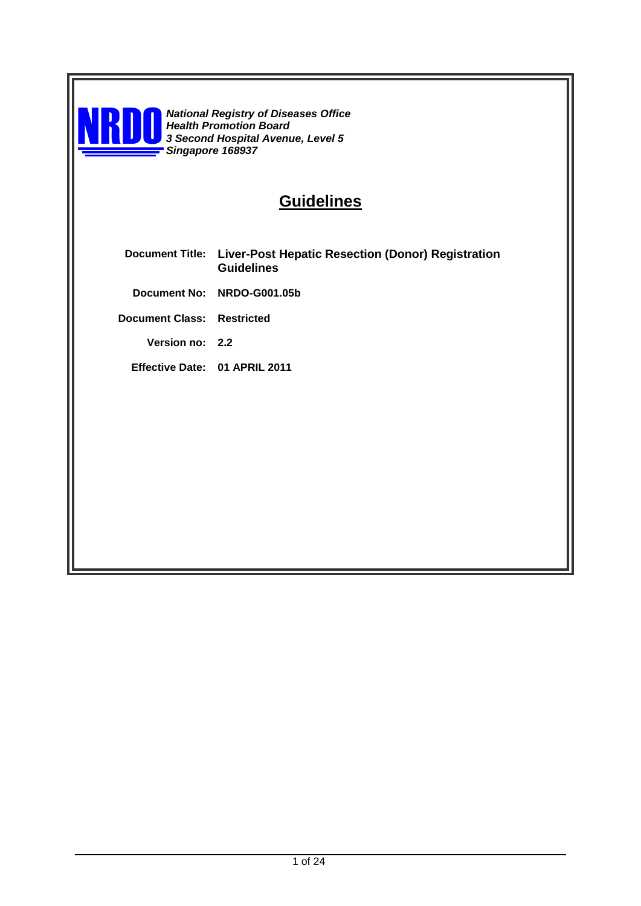**NRDO**

***National Registry of Diseases Office***
***Health Promotion Board***
***3 Second Hospital Avenue, Level 5***
***Singapore 168937***

# Guidelines

| | |
|---|---|
| **Document Title:** | **Liver-Post Hepatic Resection (Donor) Registration Guidelines** |
| **Document No:** | **NRDO-G001.05b** |
| **Document Class:** | **Restricted** |
| **Version no:** | **2.2** |
| **Effective Date:** | **01 APRIL 2011** |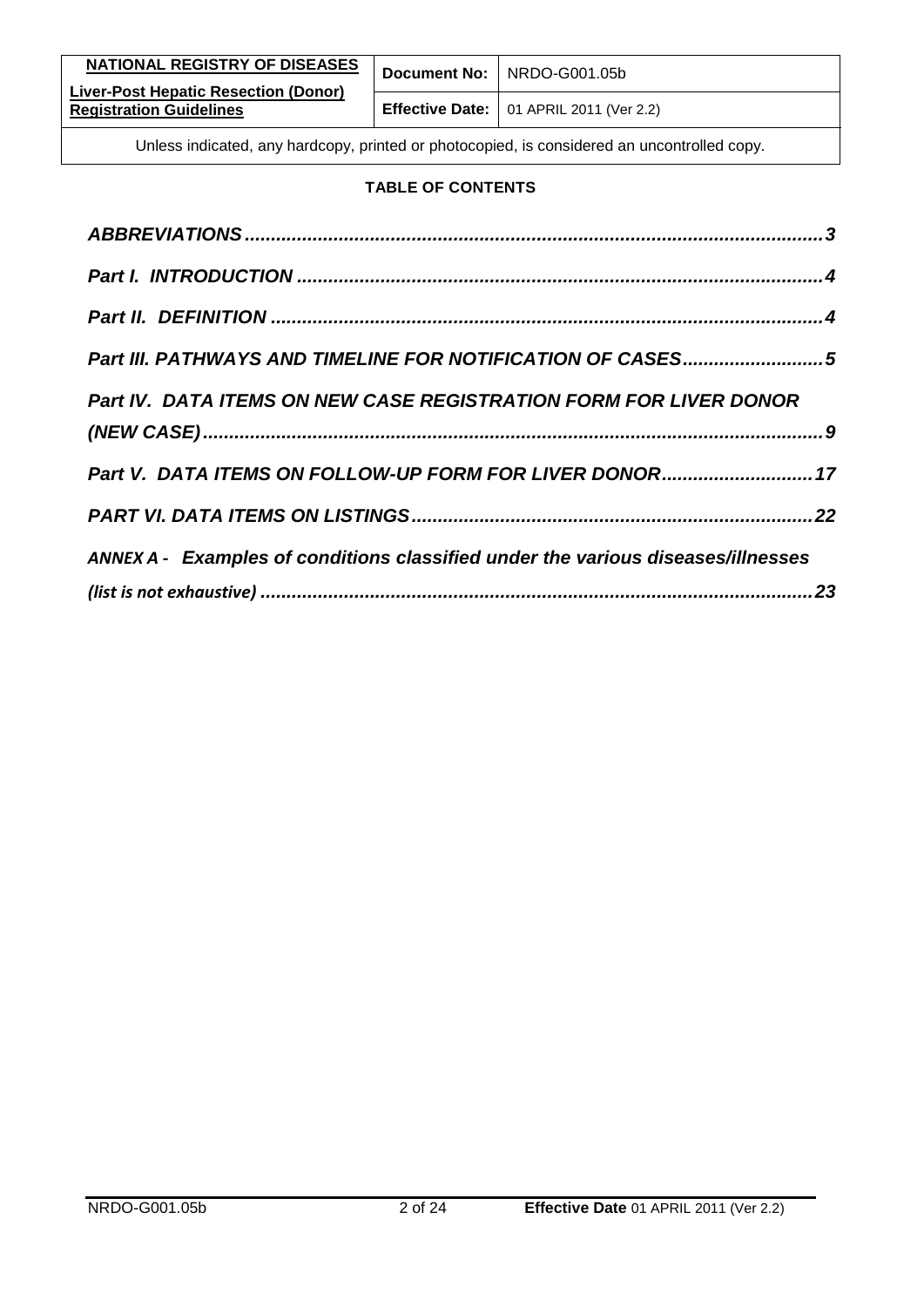**TABLE OF CONTENTS**

*ABBREVIATIONS* .......................................................................................................... 3

*Part I. INTRODUCTION* ................................................................................................ 4

*Part II. DEFINITION* ..................................................................................................... 4

*Part III. PATHWAYS AND TIMELINE FOR NOTIFICATION OF CASES* .......................... 5

*Part IV. DATA ITEMS ON NEW CASE REGISTRATION FORM FOR LIVER DONOR (NEW CASE)* ................................................................................................................... 9

*Part V. DATA ITEMS ON FOLLOW-UP FORM FOR LIVER DONOR* ............................ 17

*PART VI. DATA ITEMS ON LISTINGS* ......................................................................... 22

*ANNEX A - Examples of conditions classified under the various diseases/illnesses (list is not exhaustive)* ......................................................................................................... 23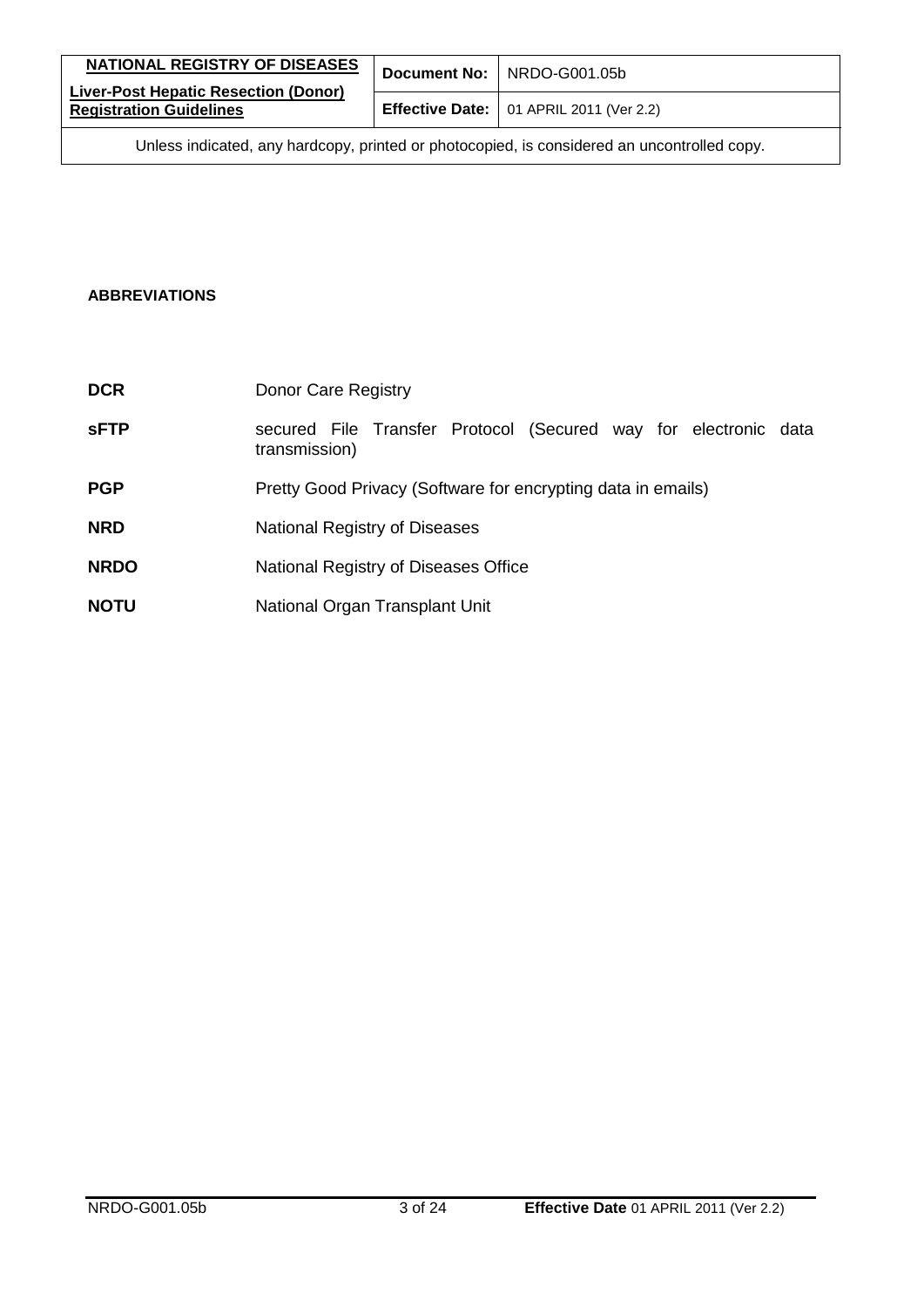**ABBREVIATIONS**

| | |
|---|---|
| **DCR** | Donor Care Registry |
| **sFTP** | secured File Transfer Protocol (Secured way for electronic data transmission) |
| **PGP** | Pretty Good Privacy (Software for encrypting data in emails) |
| **NRD** | National Registry of Diseases |
| **NRDO** | National Registry of Diseases Office |
| **NOTU** | National Organ Transplant Unit |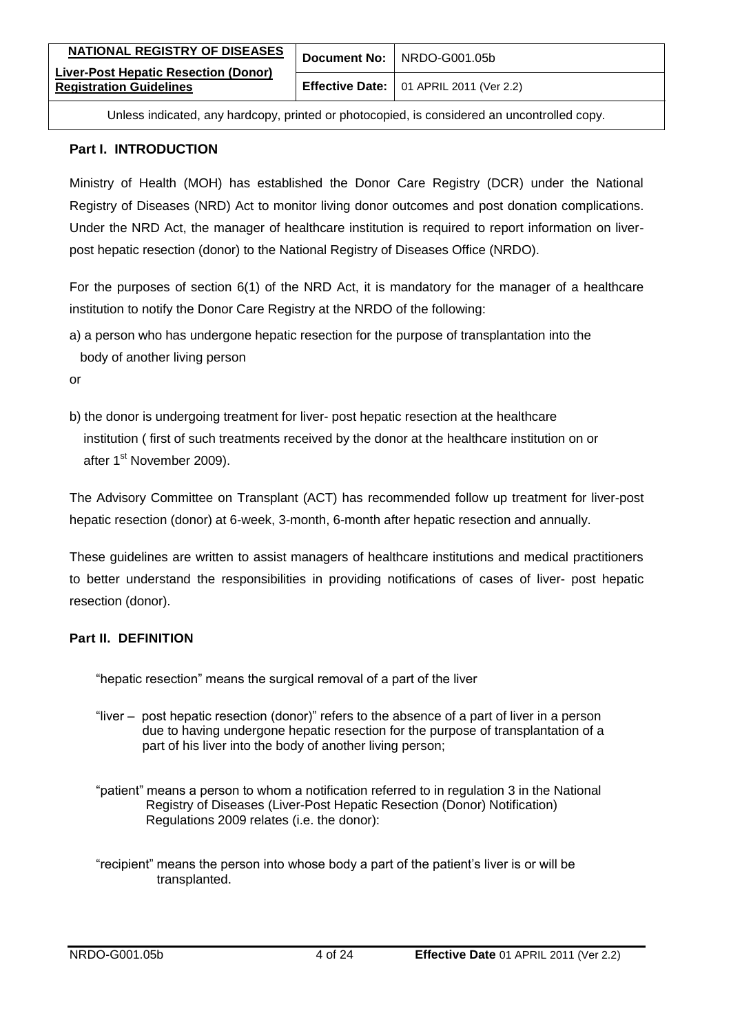## Part I. INTRODUCTION

Ministry of Health (MOH) has established the Donor Care Registry (DCR) under the National Registry of Diseases (NRD) Act to monitor living donor outcomes and post donation complications. Under the NRD Act, the manager of healthcare institution is required to report information on liver-post hepatic resection (donor) to the National Registry of Diseases Office (NRDO).

For the purposes of section 6(1) of the NRD Act, it is mandatory for the manager of a healthcare institution to notify the Donor Care Registry at the NRDO of the following:

a) a person who has undergone hepatic resection for the purpose of transplantation into the body of another living person

or

b) the donor is undergoing treatment for liver- post hepatic resection at the healthcare institution ( first of such treatments received by the donor at the healthcare institution on or after 1st November 2009).

The Advisory Committee on Transplant (ACT) has recommended follow up treatment for liver-post hepatic resection (donor) at 6-week, 3-month, 6-month after hepatic resection and annually.

These guidelines are written to assist managers of healthcare institutions and medical practitioners to better understand the responsibilities in providing notifications of cases of liver- post hepatic resection (donor).

## Part II. DEFINITION

"hepatic resection" means the surgical removal of a part of the liver

"liver – post hepatic resection (donor)" refers to the absence of a part of liver in a person due to having undergone hepatic resection for the purpose of transplantation of a part of his liver into the body of another living person;

"patient" means a person to whom a notification referred to in regulation 3 in the National Registry of Diseases (Liver-Post Hepatic Resection (Donor) Notification) Regulations 2009 relates (i.e. the donor):

"recipient" means the person into whose body a part of the patient's liver is or will be transplanted.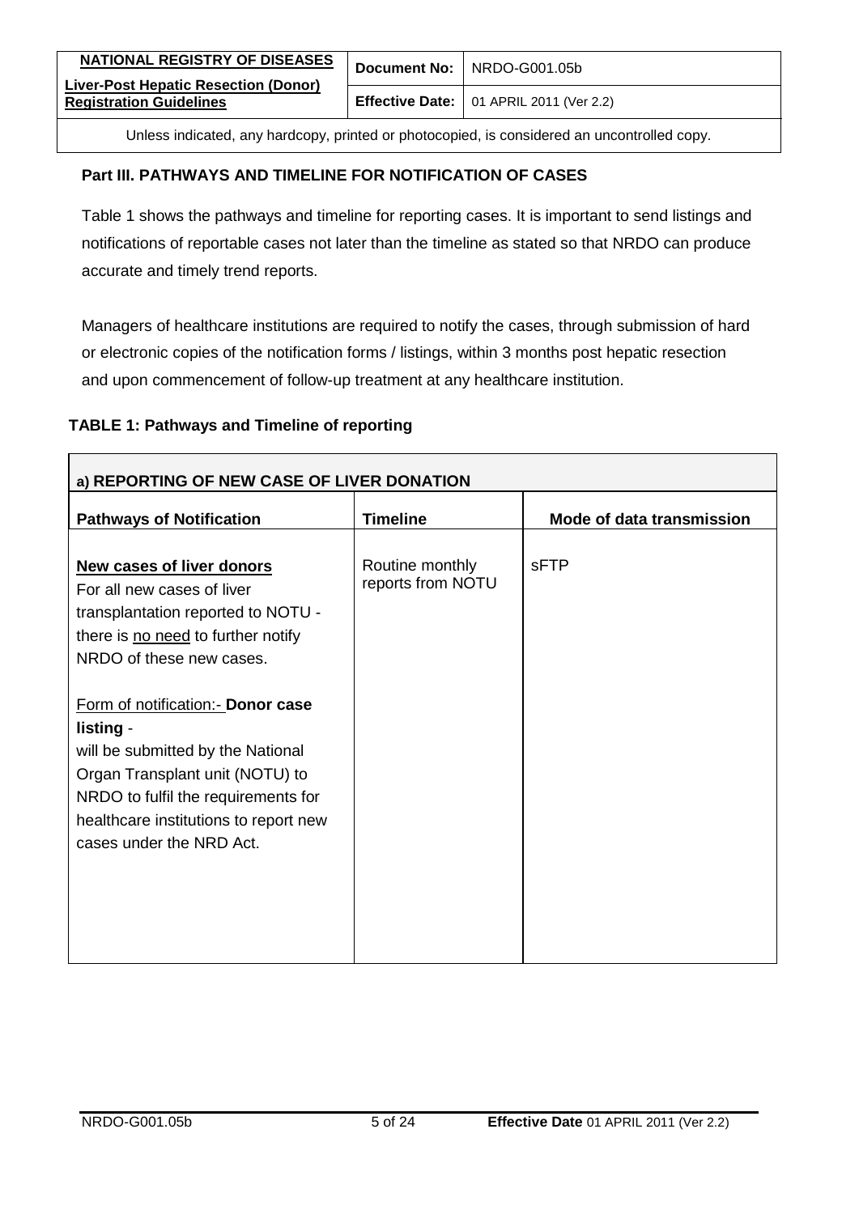## Part III. PATHWAYS AND TIMELINE FOR NOTIFICATION OF CASES

Table 1 shows the pathways and timeline for reporting cases. It is important to send listings and notifications of reportable cases not later than the timeline as stated so that NRDO can produce accurate and timely trend reports.

Managers of healthcare institutions are required to notify the cases, through submission of hard or electronic copies of the notification forms / listings, within 3 months post hepatic resection and upon commencement of follow-up treatment at any healthcare institution.

### TABLE 1: Pathways and Timeline of reporting

| **a) REPORTING OF NEW CASE OF LIVER DONATION** | | |
|---|---|---|
| **Pathways of Notification** | **Timeline** | **Mode of data transmission** |
| **New cases of liver donors**<br>For all new cases of liver transplantation reported to NOTU - there is no need to further notify NRDO of these new cases.<br><br>Form of notification:- **Donor case listing** - will be submitted by the National Organ Transplant unit (NOTU) to NRDO to fulfil the requirements for healthcare institutions to report new cases under the NRD Act. | Routine monthly reports from NOTU | sFTP |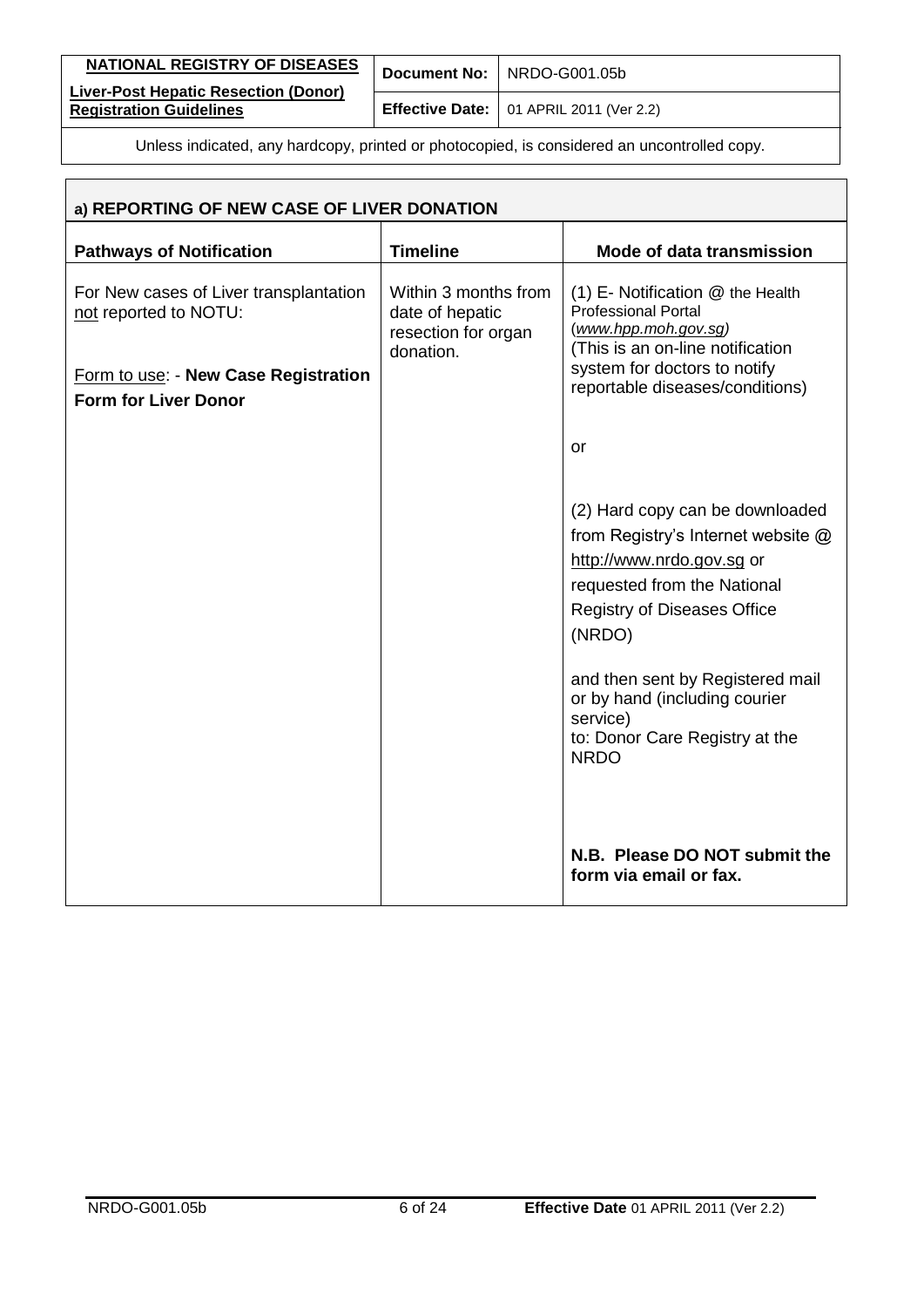## a) REPORTING OF NEW CASE OF LIVER DONATION

| Pathways of Notification | Timeline | Mode of data transmission |
| --- | --- | --- |
| For New cases of Liver transplantation not reported to NOTU:<br><br>Form to use: - **New Case Registration Form for Liver Donor** | Within 3 months from date of hepatic resection for organ donation. | (1) E- Notification @ the Health Professional Portal (*www.hpp.moh.gov.sg)* (This is an on-line notification system for doctors to notify reportable diseases/conditions)<br><br>or<br><br>(2) Hard copy can be downloaded from Registry's Internet website @ http://www.nrdo.gov.sg or requested from the National Registry of Diseases Office (NRDO)<br><br>and then sent by Registered mail or by hand (including courier service) to: Donor Care Registry at the NRDO<br><br>**N.B. Please DO NOT submit the form via email or fax.** |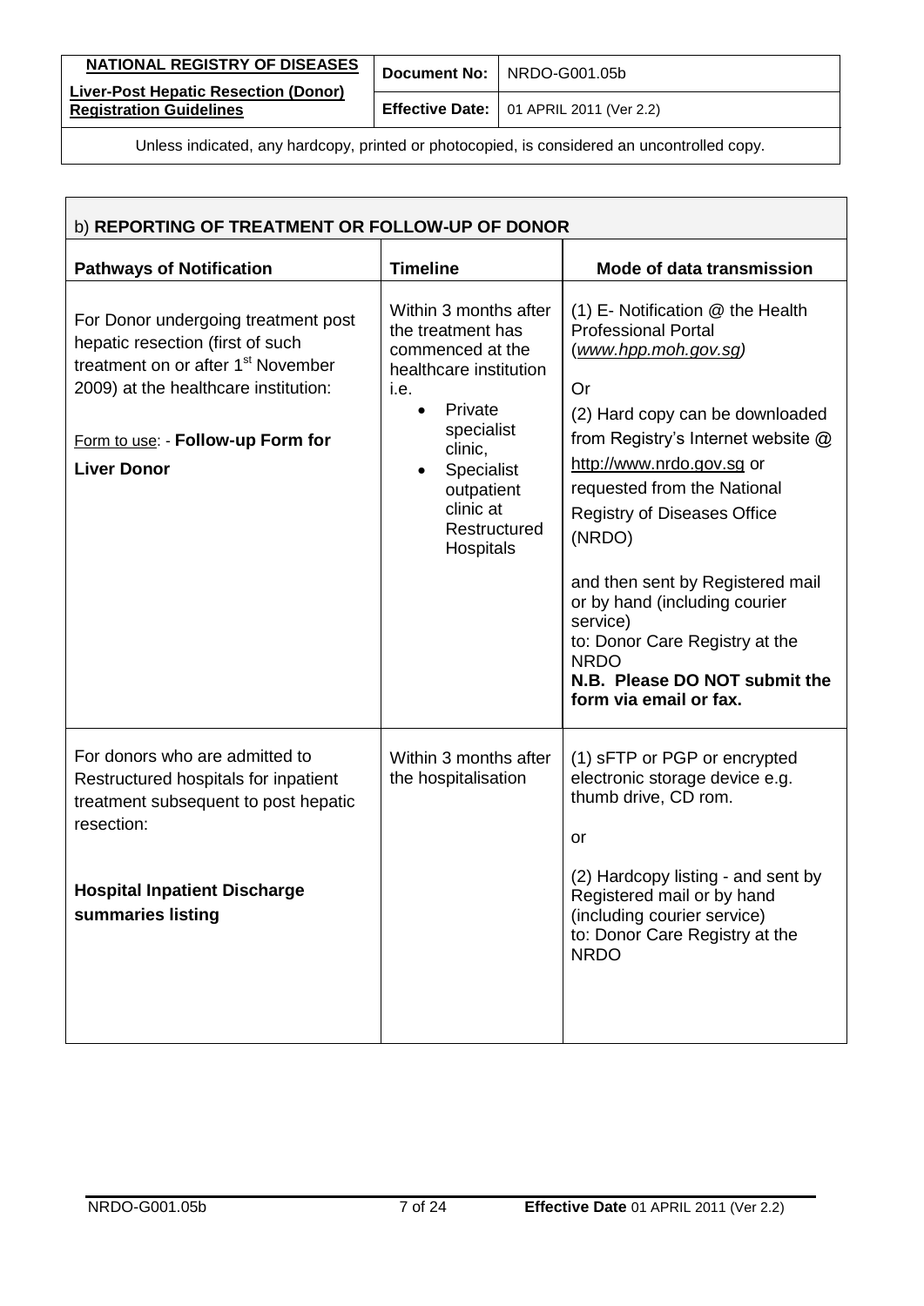## b) REPORTING OF TREATMENT OR FOLLOW-UP OF DONOR

| Pathways of Notification | Timeline | Mode of data transmission |
|---|---|---|
| For Donor undergoing treatment post hepatic resection (first of such treatment on or after 1st November 2009) at the healthcare institution:<br><br>Form to use: - **Follow-up Form for Liver Donor** | Within 3 months after the treatment has commenced at the healthcare institution i.e.<br>• Private specialist clinic,<br>• Specialist outpatient clinic at Restructured Hospitals | (1) E- Notification @ the Health Professional Portal (*www.hpp.moh.gov.sg)*<br><br>Or<br><br>(2) Hard copy can be downloaded from Registry's Internet website @ http://www.nrdo.gov.sg or requested from the National Registry of Diseases Office (NRDO)<br><br>and then sent by Registered mail or by hand (including courier service)<br>to: Donor Care Registry at the NRDO<br>**N.B. Please DO NOT submit the form via email or fax.** |
| For donors who are admitted to Restructured hospitals for inpatient treatment subsequent to post hepatic resection:<br><br>**Hospital Inpatient Discharge summaries listing** | Within 3 months after the hospitalisation | (1) sFTP or PGP or encrypted electronic storage device e.g. thumb drive, CD rom.<br><br>or<br><br>(2) Hardcopy listing - and sent by Registered mail or by hand (including courier service)<br>to: Donor Care Registry at the NRDO |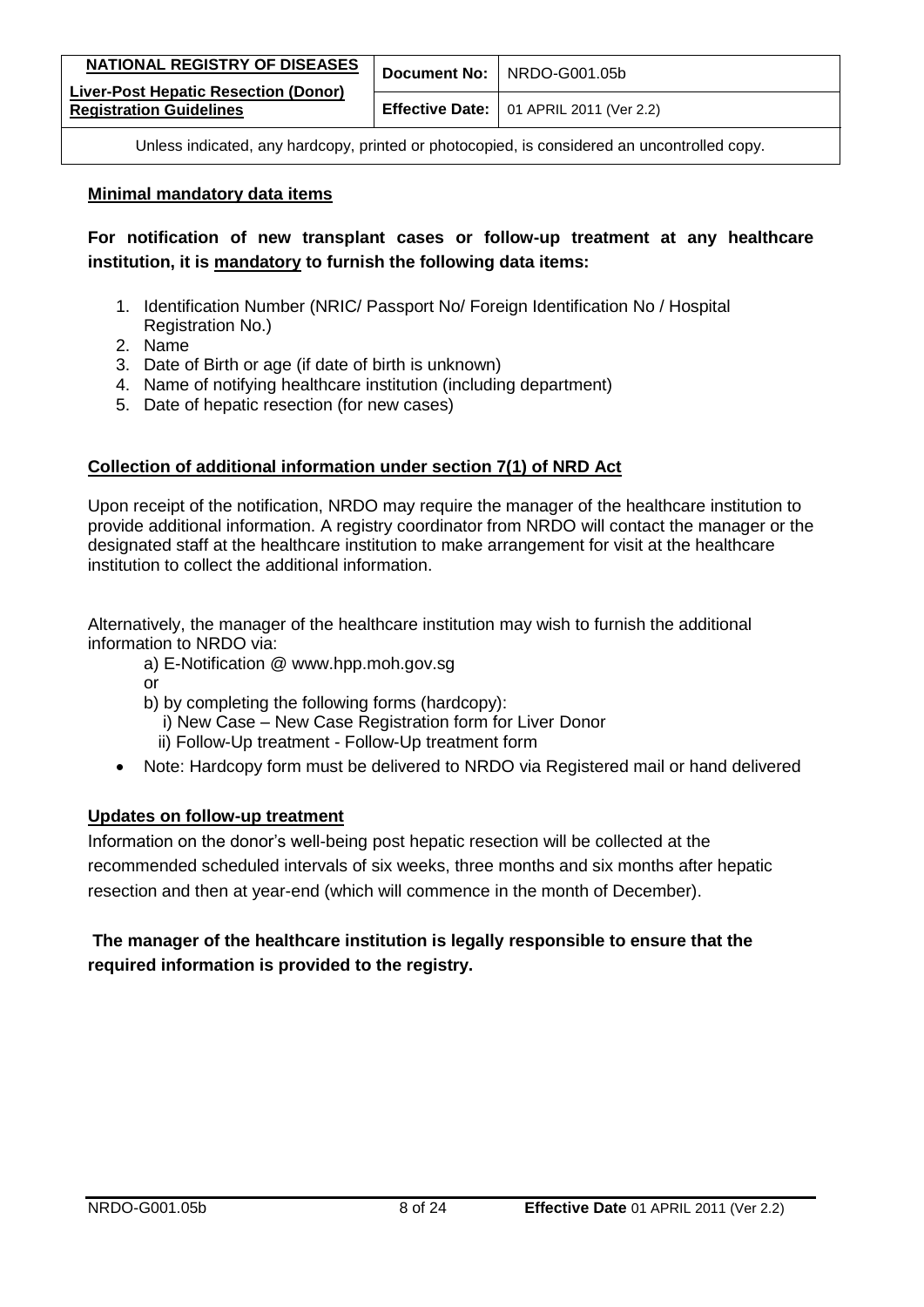## Minimal mandatory data items

**For notification of new transplant cases or follow-up treatment at any healthcare institution, it is mandatory to furnish the following data items:**

1. Identification Number (NRIC/ Passport No/ Foreign Identification No / Hospital Registration No.)
2. Name
3. Date of Birth or age (if date of birth is unknown)
4. Name of notifying healthcare institution (including department)
5. Date of hepatic resection (for new cases)

## Collection of additional information under section 7(1) of NRD Act

Upon receipt of the notification, NRDO may require the manager of the healthcare institution to provide additional information. A registry coordinator from NRDO will contact the manager or the designated staff at the healthcare institution to make arrangement for visit at the healthcare institution to collect the additional information.

Alternatively, the manager of the healthcare institution may wish to furnish the additional information to NRDO via:

a) E-Notification @ www.hpp.moh.gov.sg

or

b) by completing the following forms (hardcopy):

i) New Case – New Case Registration form for Liver Donor

ii) Follow-Up treatment - Follow-Up treatment form

- Note: Hardcopy form must be delivered to NRDO via Registered mail or hand delivered

## Updates on follow-up treatment

Information on the donor's well-being post hepatic resection will be collected at the recommended scheduled intervals of six weeks, three months and six months after hepatic resection and then at year-end (which will commence in the month of December).

**The manager of the healthcare institution is legally responsible to ensure that the required information is provided to the registry.**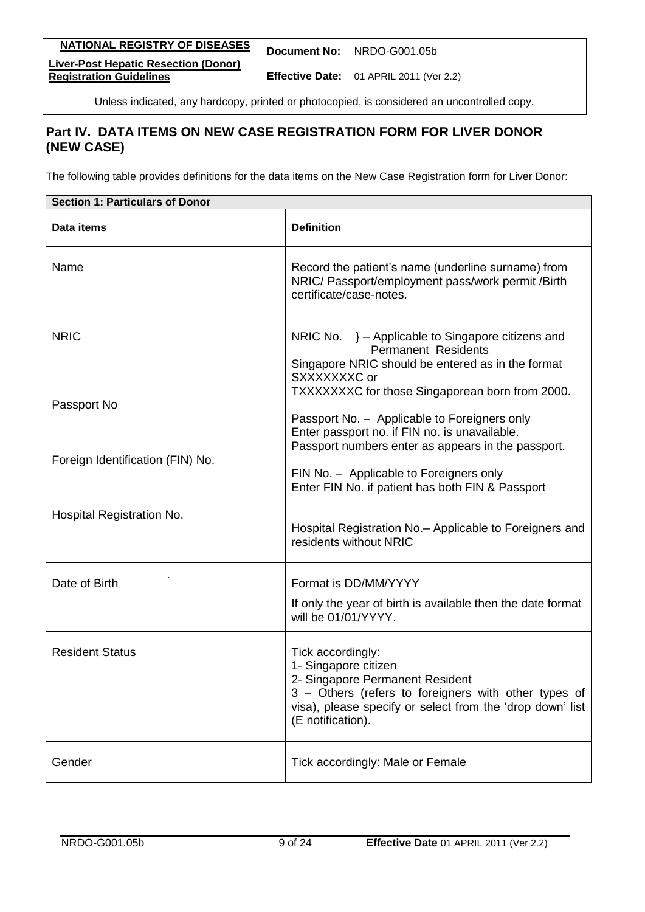## Part IV. DATA ITEMS ON NEW CASE REGISTRATION FORM FOR LIVER DONOR (NEW CASE)

The following table provides definitions for the data items on the New Case Registration form for Liver Donor:

| **Section 1: Particulars of Donor** | |
|---|---|
| **Data items** | **Definition** |
| Name | Record the patient's name (underline surname) from NRIC/ Passport/employment pass/work permit /Birth certificate/case-notes. |
| NRIC<br><br>Passport No<br><br>Foreign Identification (FIN) No.<br><br>Hospital Registration No. | NRIC No. } – Applicable to Singapore citizens and Permanent Residents<br>Singapore NRIC should be entered as in the format SXXXXXXXC or TXXXXXXXC for those Singaporean born from 2000.<br><br>Passport No. – Applicable to Foreigners only<br>Enter passport no. if FIN no. is unavailable.<br>Passport numbers enter as appears in the passport.<br><br>FIN No. – Applicable to Foreigners only<br>Enter FIN No. if patient has both FIN & Passport<br><br>Hospital Registration No.– Applicable to Foreigners and residents without NRIC |
| Date of Birth | Format is DD/MM/YYYY<br>If only the year of birth is available then the date format will be 01/01/YYYY. |
| Resident Status | Tick accordingly:<br>1- Singapore citizen<br>2- Singapore Permanent Resident<br>3 – Others (refers to foreigners with other types of visa), please specify or select from the 'drop down' list (E notification). |
| Gender | Tick accordingly: Male or Female |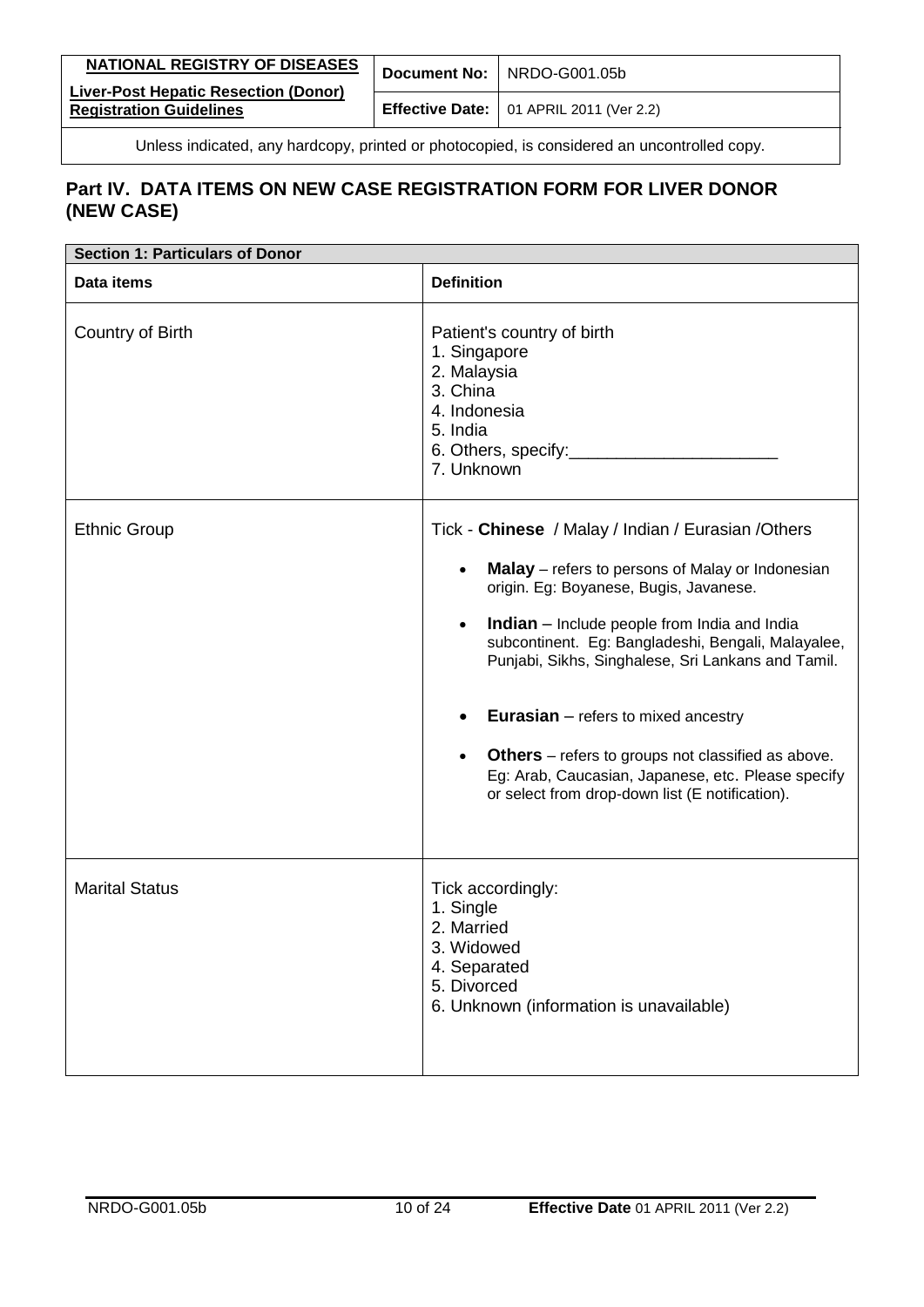## Part IV. DATA ITEMS ON NEW CASE REGISTRATION FORM FOR LIVER DONOR (NEW CASE)

| **Section 1: Particulars of Donor** | |
|---|---|
| **Data items** | **Definition** |
| Country of Birth | Patient's country of birth<br>1. Singapore<br>2. Malaysia<br>3. China<br>4. Indonesia<br>5. India<br>6. Others, specify:______________________<br>7. Unknown |
| Ethnic Group | Tick - **Chinese** / Malay / Indian / Eurasian /Others<br>• **Malay** – refers to persons of Malay or Indonesian origin. Eg: Boyanese, Bugis, Javanese.<br>• **Indian** – Include people from India and India subcontinent. Eg: Bangladeshi, Bengali, Malayalee, Punjabi, Sikhs, Singhalese, Sri Lankans and Tamil.<br>• **Eurasian** – refers to mixed ancestry<br>• **Others** – refers to groups not classified as above. Eg: Arab, Caucasian, Japanese, etc. Please specify or select from drop-down list (E notification). |
| Marital Status | Tick accordingly:<br>1. Single<br>2. Married<br>3. Widowed<br>4. Separated<br>5. Divorced<br>6. Unknown (information is unavailable) |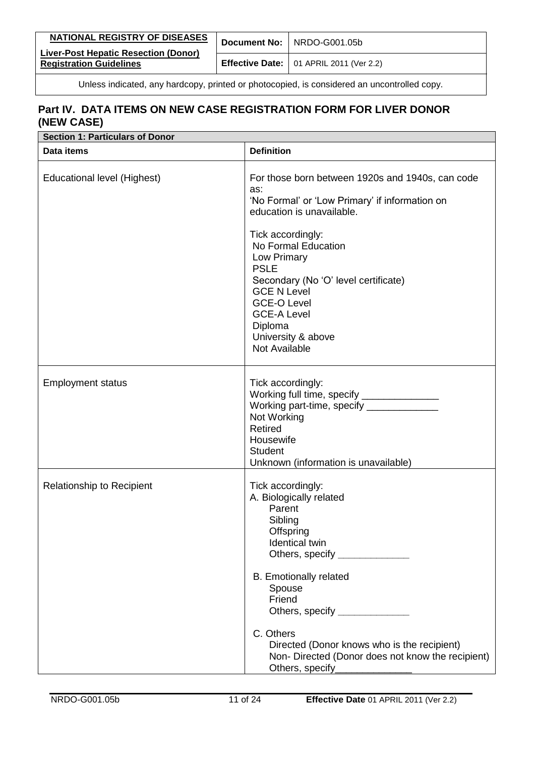## Part IV. DATA ITEMS ON NEW CASE REGISTRATION FORM FOR LIVER DONOR (NEW CASE)

| Section 1: Particulars of Donor | |
|---|---|
| **Data items** | **Definition** |
| Educational level (Highest) | For those born between 1920s and 1940s, can code as:<br>'No Formal' or 'Low Primary' if information on education is unavailable.<br><br>Tick accordingly:<br>No Formal Education<br>Low Primary<br>PSLE<br>Secondary (No 'O' level certificate)<br>GCE N Level<br>GCE-O Level<br>GCE-A Level<br>Diploma<br>University & above<br>Not Available |
| Employment status | Tick accordingly:<br>Working full time, specify ______________<br>Working part-time, specify _____________<br>Not Working<br>Retired<br>Housewife<br>Student<br>Unknown (information is unavailable) |
| Relationship to Recipient | Tick accordingly:<br>A. Biologically related<br>Parent<br>Sibling<br>Offspring<br>Identical twin<br>Others, specify _____________<br><br>B. Emotionally related<br>Spouse<br>Friend<br>Others, specify _____________<br><br>C. Others<br>Directed (Donor knows who is the recipient)<br>Non- Directed (Donor does not know the recipient)<br>Others, specify______________ |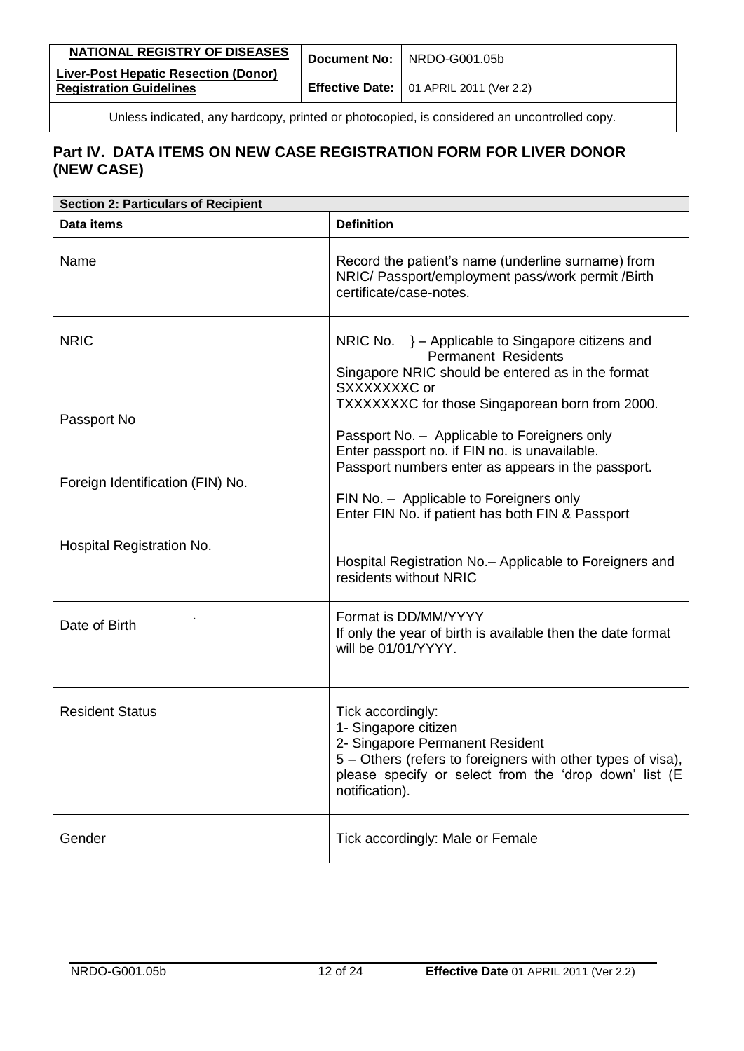## Part IV. DATA ITEMS ON NEW CASE REGISTRATION FORM FOR LIVER DONOR (NEW CASE)

| Section 2: Particulars of Recipient | |
|---|---|
| **Data items** | **Definition** |
| Name | Record the patient's name (underline surname) from NRIC/ Passport/employment pass/work permit /Birth certificate/case-notes. |
| NRIC<br><br>Passport No<br><br>Foreign Identification (FIN) No.<br><br>Hospital Registration No. | NRIC No. } – Applicable to Singapore citizens and Permanent Residents<br>Singapore NRIC should be entered as in the format SXXXXXXXC or TXXXXXXXC for those Singaporean born from 2000.<br><br>Passport No. – Applicable to Foreigners only<br>Enter passport no. if FIN no. is unavailable.<br>Passport numbers enter as appears in the passport.<br><br>FIN No. – Applicable to Foreigners only<br>Enter FIN No. if patient has both FIN & Passport<br><br>Hospital Registration No.– Applicable to Foreigners and residents without NRIC |
| Date of Birth | Format is DD/MM/YYYY<br>If only the year of birth is available then the date format will be 01/01/YYYY. |
| Resident Status | Tick accordingly:<br>1- Singapore citizen<br>2- Singapore Permanent Resident<br>5 – Others (refers to foreigners with other types of visa), please specify or select from the 'drop down' list (E notification). |
| Gender | Tick accordingly: Male or Female |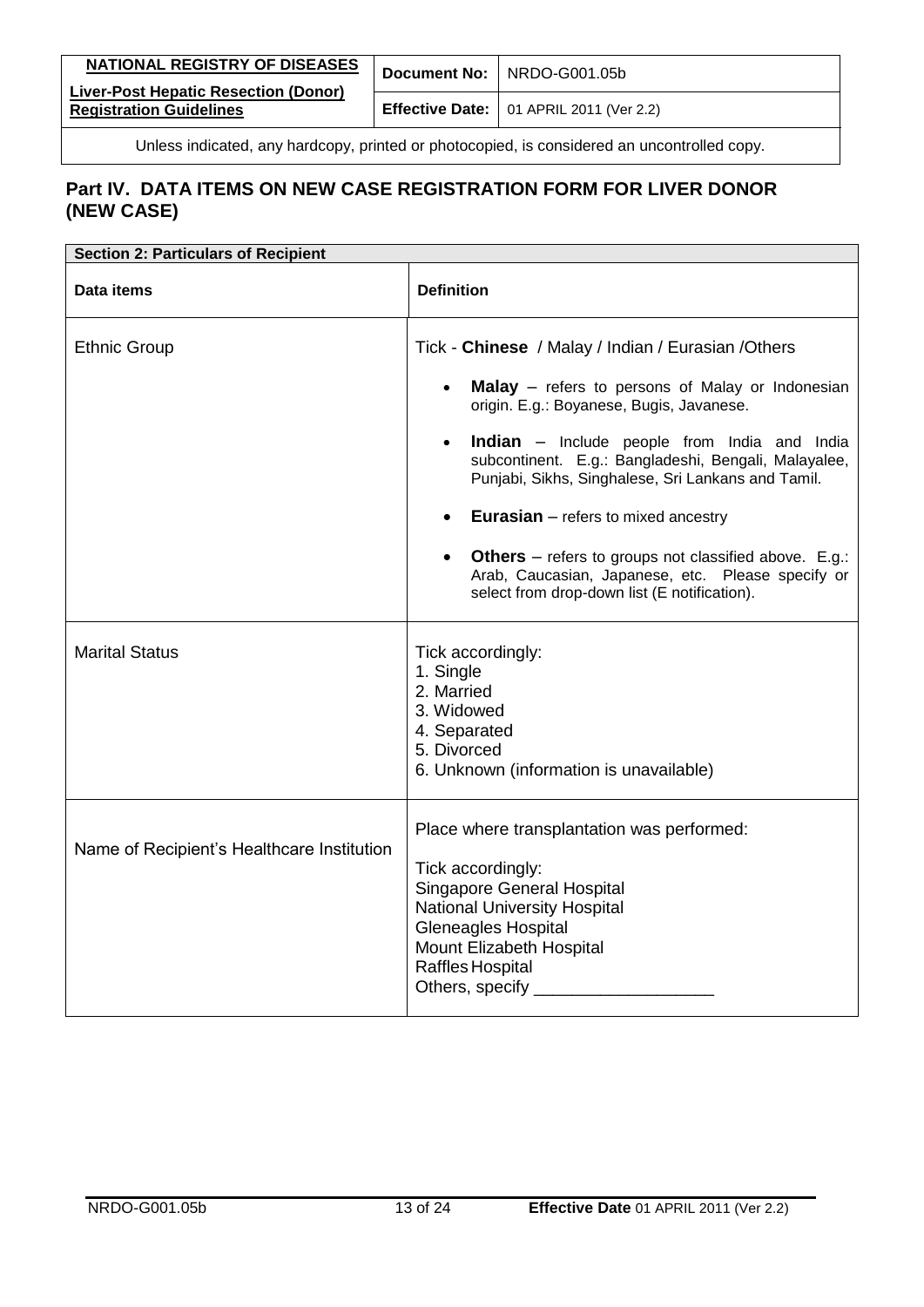## Part IV. DATA ITEMS ON NEW CASE REGISTRATION FORM FOR LIVER DONOR (NEW CASE)

| **Section 2: Particulars of Recipient** | |
|---|---|
| **Data items** | **Definition** |
| Ethnic Group | Tick - **Chinese** / Malay / Indian / Eurasian /Others<br>• **Malay** – refers to persons of Malay or Indonesian origin. E.g.: Boyanese, Bugis, Javanese.<br>• **Indian** – Include people from India and India subcontinent. E.g.: Bangladeshi, Bengali, Malayalee, Punjabi, Sikhs, Singhalese, Sri Lankans and Tamil.<br>• **Eurasian** – refers to mixed ancestry<br>• **Others** – refers to groups not classified above. E.g.: Arab, Caucasian, Japanese, etc. Please specify or select from drop-down list (E notification). |
| Marital Status | Tick accordingly:<br>1. Single<br>2. Married<br>3. Widowed<br>4. Separated<br>5. Divorced<br>6. Unknown (information is unavailable) |
| Name of Recipient's Healthcare Institution | Place where transplantation was performed:<br>Tick accordingly:<br>Singapore General Hospital<br>National University Hospital<br>Gleneagles Hospital<br>Mount Elizabeth Hospital<br>Raffles Hospital<br>Others, specify ___________________ |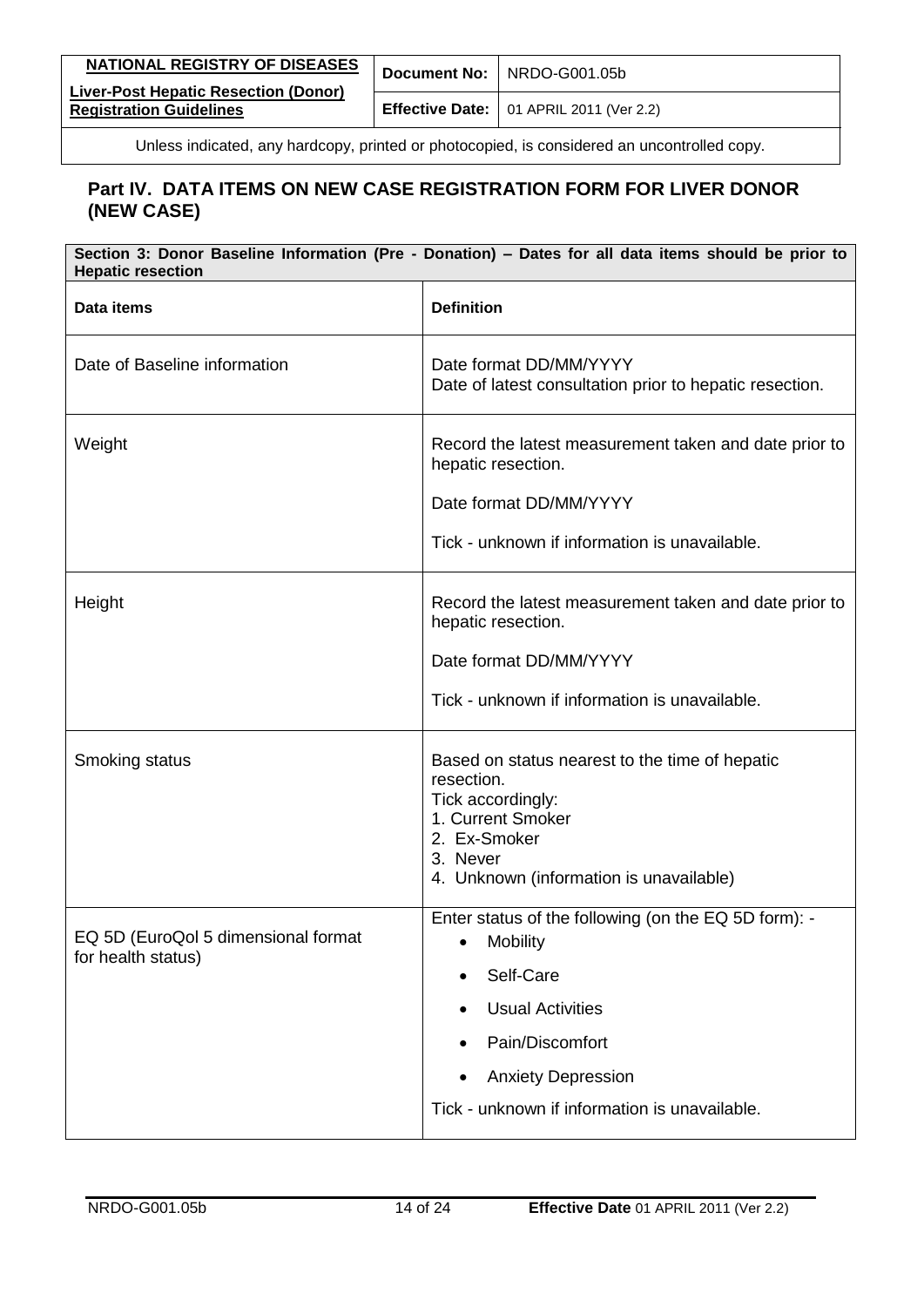## Part IV. DATA ITEMS ON NEW CASE REGISTRATION FORM FOR LIVER DONOR (NEW CASE)

| Section 3: Donor Baseline Information (Pre - Donation) – Dates for all data items should be prior to Hepatic resection | |
|---|---|
| **Data items** | **Definition** |
| Date of Baseline information | Date format DD/MM/YYYY<br>Date of latest consultation prior to hepatic resection. |
| Weight | Record the latest measurement taken and date prior to hepatic resection.<br><br>Date format DD/MM/YYYY<br><br>Tick - unknown if information is unavailable. |
| Height | Record the latest measurement taken and date prior to hepatic resection.<br><br>Date format DD/MM/YYYY<br><br>Tick - unknown if information is unavailable. |
| Smoking status | Based on status nearest to the time of hepatic resection.<br>Tick accordingly:<br>1. Current Smoker<br>2. Ex-Smoker<br>3. Never<br>4. Unknown (information is unavailable) |
| EQ 5D (EuroQol 5 dimensional format for health status) | Enter status of the following (on the EQ 5D form): -<br>• Mobility<br>• Self-Care<br>• Usual Activities<br>• Pain/Discomfort<br>• Anxiety Depression<br><br>Tick - unknown if information is unavailable. |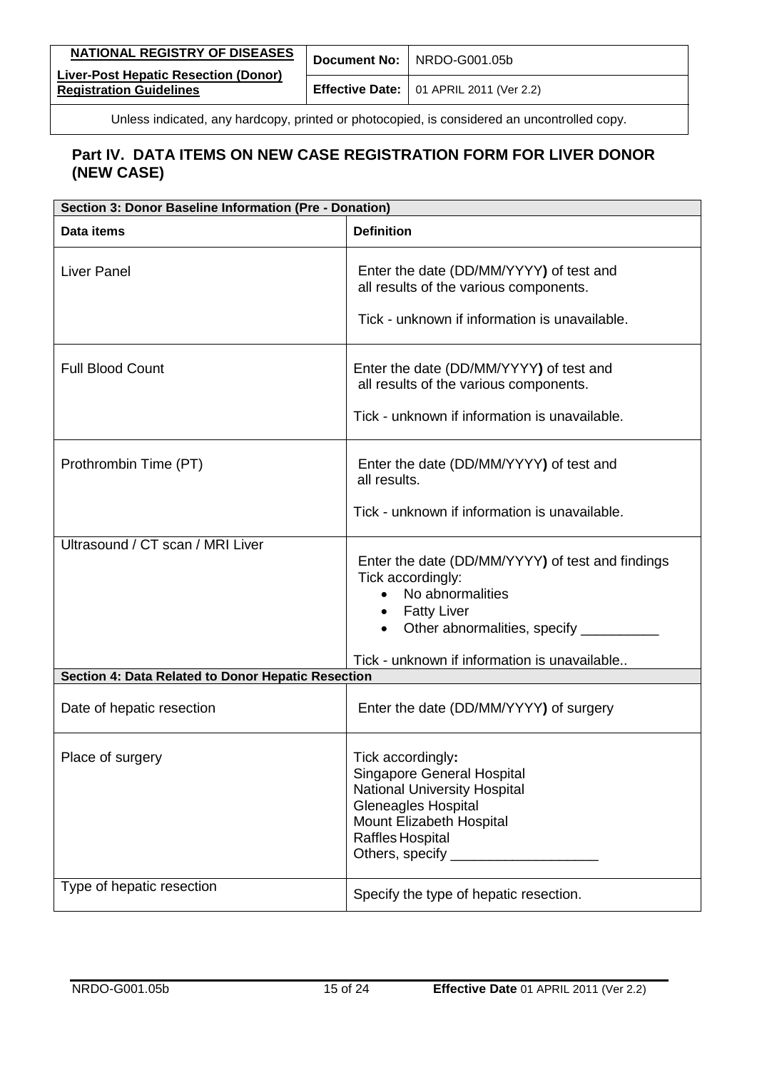## Part IV. DATA ITEMS ON NEW CASE REGISTRATION FORM FOR LIVER DONOR (NEW CASE)

| Section 3: Donor Baseline Information (Pre - Donation) | |
|---|---|
| **Data items** | **Definition** |
| Liver Panel | Enter the date (DD/MM/YYYY**)** of test and all results of the various components.<br><br>Tick - unknown if information is unavailable. |
| Full Blood Count | Enter the date (DD/MM/YYYY**)** of test and all results of the various components.<br><br>Tick - unknown if information is unavailable. |
| Prothrombin Time (PT) | Enter the date (DD/MM/YYYY**)** of test and all results.<br><br>Tick - unknown if information is unavailable. |
| Ultrasound / CT scan / MRI Liver | Enter the date (DD/MM/YYYY**)** of test and findings<br>Tick accordingly:<br>• No abnormalities<br>• Fatty Liver<br>• Other abnormalities, specify __________<br><br>Tick - unknown if information is unavailable.. |
| **Section 4: Data Related to Donor Hepatic Resection** | |
| Date of hepatic resection | Enter the date (DD/MM/YYYY**)** of surgery |
| Place of surgery | Tick accordingly**:**<br>Singapore General Hospital<br>National University Hospital<br>Gleneagles Hospital<br>Mount Elizabeth Hospital<br>Raffles Hospital<br>Others, specify ___________________ |
| Type of hepatic resection | Specify the type of hepatic resection. |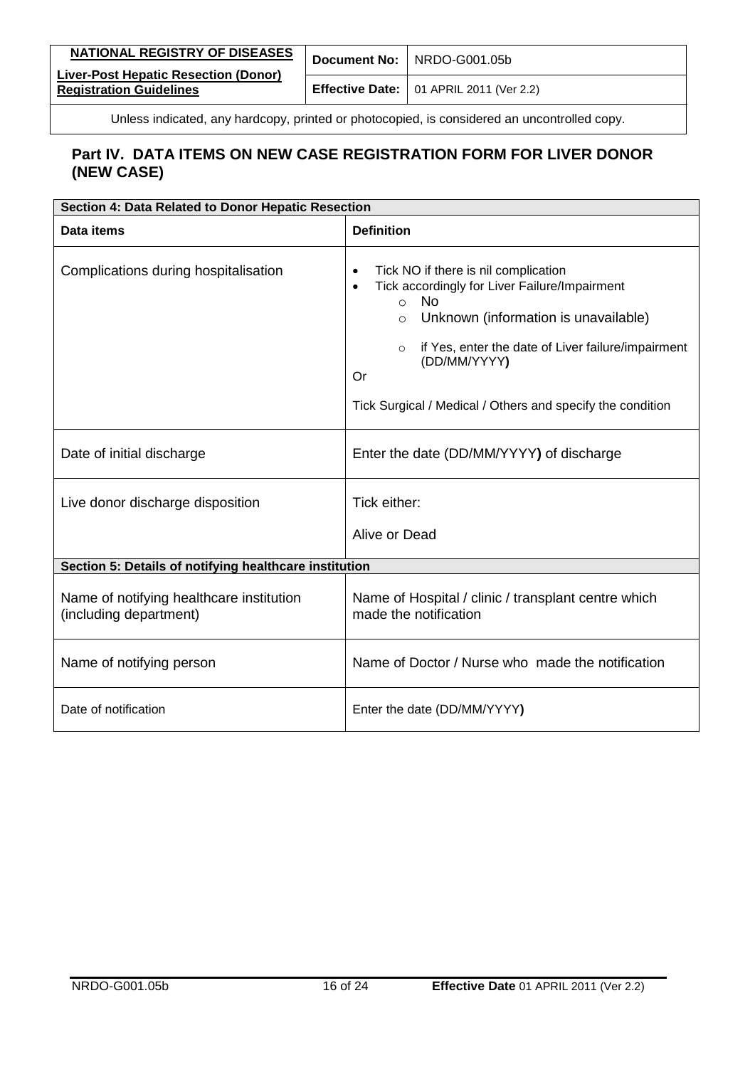## Part IV. DATA ITEMS ON NEW CASE REGISTRATION FORM FOR LIVER DONOR (NEW CASE)

| Section 4: Data Related to Donor Hepatic Resection | |
|---|---|
| **Data items** | **Definition** |
| Complications during hospitalisation | • Tick NO if there is nil complication<br>• Tick accordingly for Liver Failure/Impairment<br>  ○ No<br>  ○ Unknown (information is unavailable)<br>  ○ if Yes, enter the date of Liver failure/impairment (DD/MM/YYYY)<br>Or<br>Tick Surgical / Medical / Others and specify the condition |
| Date of initial discharge | Enter the date (DD/MM/YYYY) of discharge |
| Live donor discharge disposition | Tick either:<br>Alive or Dead |
| **Section 5: Details of notifying healthcare institution** | |
| Name of notifying healthcare institution (including department) | Name of Hospital / clinic / transplant centre which made the notification |
| Name of notifying person | Name of Doctor / Nurse who made the notification |
| Date of notification | Enter the date (DD/MM/YYYY) |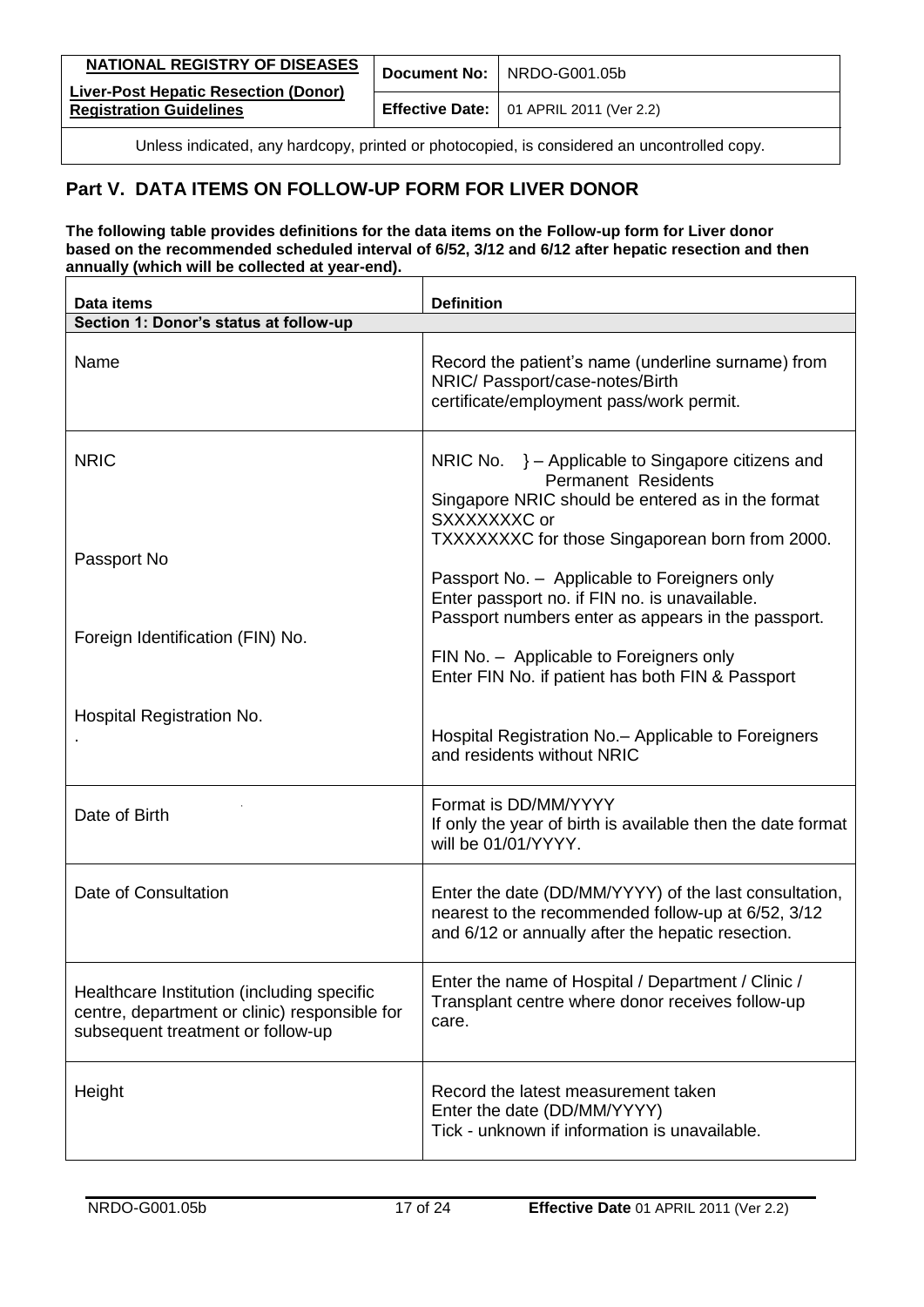## Part V. DATA ITEMS ON FOLLOW-UP FORM FOR LIVER DONOR

**The following table provides definitions for the data items on the Follow-up form for Liver donor based on the recommended scheduled interval of 6/52, 3/12 and 6/12 after hepatic resection and then annually (which will be collected at year-end).**

| Data items | Definition |
|---|---|
| **Section 1: Donor's status at follow-up** | |
| Name | Record the patient's name (underline surname) from NRIC/ Passport/case-notes/Birth certificate/employment pass/work permit. |
| NRIC<br><br>Passport No<br><br>Foreign Identification (FIN) No.<br><br>Hospital Registration No.<br>. | NRIC No. } – Applicable to Singapore citizens and Permanent Residents<br>Singapore NRIC should be entered as in the format SXXXXXXXC or TXXXXXXXC for those Singaporean born from 2000.<br><br>Passport No. – Applicable to Foreigners only<br>Enter passport no. if FIN no. is unavailable.<br>Passport numbers enter as appears in the passport.<br><br>FIN No. – Applicable to Foreigners only<br>Enter FIN No. if patient has both FIN & Passport<br><br>Hospital Registration No.– Applicable to Foreigners and residents without NRIC |
| Date of Birth | Format is DD/MM/YYYY<br>If only the year of birth is available then the date format will be 01/01/YYYY. |
| Date of Consultation | Enter the date (DD/MM/YYYY) of the last consultation, nearest to the recommended follow-up at 6/52, 3/12 and 6/12 or annually after the hepatic resection. |
| Healthcare Institution (including specific centre, department or clinic) responsible for subsequent treatment or follow-up | Enter the name of Hospital / Department / Clinic / Transplant centre where donor receives follow-up care. |
| Height | Record the latest measurement taken<br>Enter the date (DD/MM/YYYY)<br>Tick - unknown if information is unavailable. |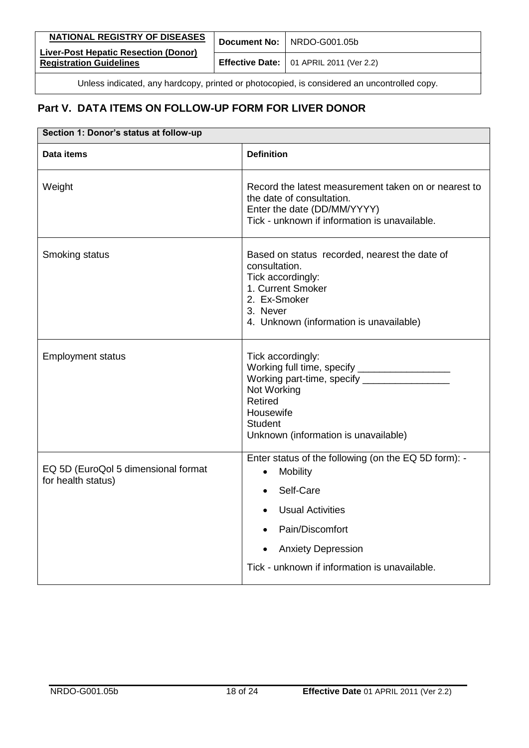## Part V. DATA ITEMS ON FOLLOW-UP FORM FOR LIVER DONOR

| Section 1: Donor's status at follow-up | |
|---|---|
| **Data items** | **Definition** |
| Weight | Record the latest measurement taken on or nearest to the date of consultation.<br>Enter the date (DD/MM/YYYY)<br>Tick - unknown if information is unavailable. |
| Smoking status | Based on status recorded, nearest the date of consultation.<br>Tick accordingly:<br>1. Current Smoker<br>2. Ex-Smoker<br>3. Never<br>4. Unknown (information is unavailable) |
| Employment status | Tick accordingly:<br>Working full time, specify _________________<br>Working part-time, specify ________________<br>Not Working<br>Retired<br>Housewife<br>Student<br>Unknown (information is unavailable) |
| EQ 5D (EuroQol 5 dimensional format for health status) | Enter status of the following (on the EQ 5D form): -<br>• Mobility<br>• Self-Care<br>• Usual Activities<br>• Pain/Discomfort<br>• Anxiety Depression<br>Tick - unknown if information is unavailable. |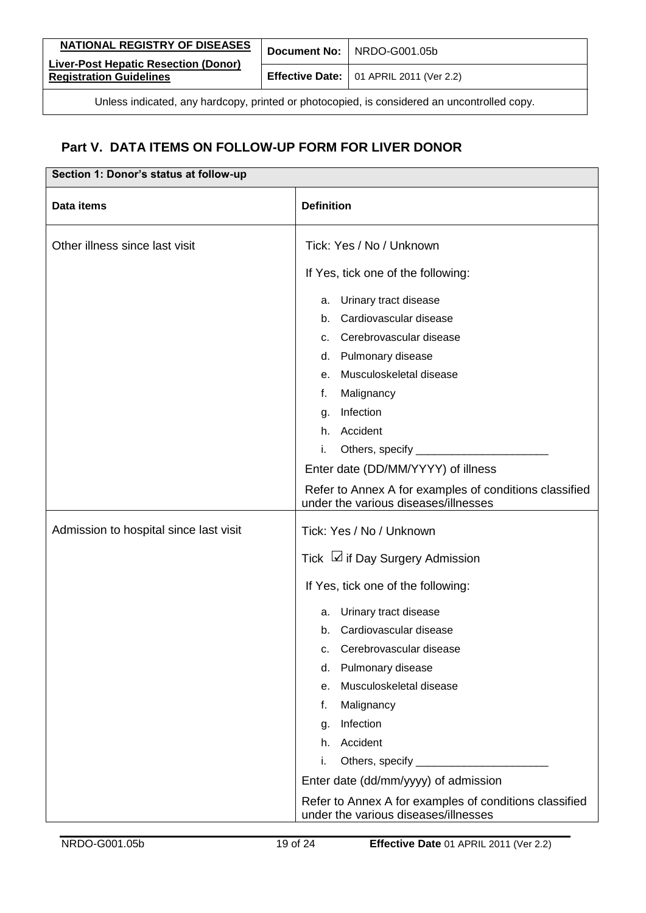## Part V. DATA ITEMS ON FOLLOW-UP FORM FOR LIVER DONOR

| Section 1: Donor's status at follow-up | |
|---|---|
| **Data items** | **Definition** |
| Other illness since last visit | Tick: Yes / No / Unknown<br><br>If Yes, tick one of the following:<br><br>a. Urinary tract disease<br>b. Cardiovascular disease<br>c. Cerebrovascular disease<br>d. Pulmonary disease<br>e. Musculoskeletal disease<br>f. Malignancy<br>g. Infection<br>h. Accident<br>i. Others, specify ______________________<br><br>Enter date (DD/MM/YYYY) of illness<br><br>Refer to Annex A for examples of conditions classified under the various diseases/illnesses |
| Admission to hospital since last visit | Tick: Yes / No / Unknown<br><br>Tick ☑ if Day Surgery Admission<br><br>If Yes, tick one of the following:<br><br>a. Urinary tract disease<br>b. Cardiovascular disease<br>c. Cerebrovascular disease<br>d. Pulmonary disease<br>e. Musculoskeletal disease<br>f. Malignancy<br>g. Infection<br>h. Accident<br>i. Others, specify ______________________<br><br>Enter date (dd/mm/yyyy) of admission<br><br>Refer to Annex A for examples of conditions classified under the various diseases/illnesses |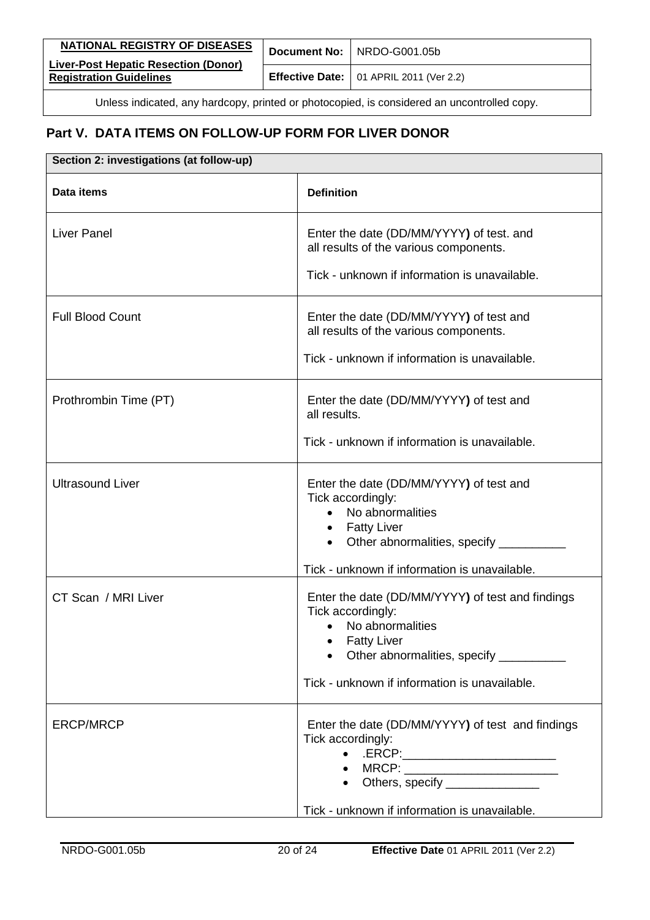## Part V. DATA ITEMS ON FOLLOW-UP FORM FOR LIVER DONOR

| Section 2: investigations (at follow-up) | |
|---|---|
| **Data items** | **Definition** |
| Liver Panel | Enter the date (DD/MM/YYYY**)** of test. and all results of the various components.<br><br>Tick - unknown if information is unavailable. |
| Full Blood Count | Enter the date (DD/MM/YYYY**)** of test and all results of the various components.<br><br>Tick - unknown if information is unavailable. |
| Prothrombin Time (PT) | Enter the date (DD/MM/YYYY**)** of test and all results.<br><br>Tick - unknown if information is unavailable. |
| Ultrasound Liver | Enter the date (DD/MM/YYYY**)** of test and Tick accordingly:<br>• No abnormalities<br>• Fatty Liver<br>• Other abnormalities, specify __________<br><br>Tick - unknown if information is unavailable. |
| CT Scan / MRI Liver | Enter the date (DD/MM/YYYY**)** of test and findings Tick accordingly:<br>• No abnormalities<br>• Fatty Liver<br>• Other abnormalities, specify __________<br><br>Tick - unknown if information is unavailable. |
| ERCP/MRCP | Enter the date (DD/MM/YYYY**)** of test and findings Tick accordingly:<br>• .ERCP:_______________________<br>• MRCP: _______________________<br>• Others, specify ______________<br><br>Tick - unknown if information is unavailable. |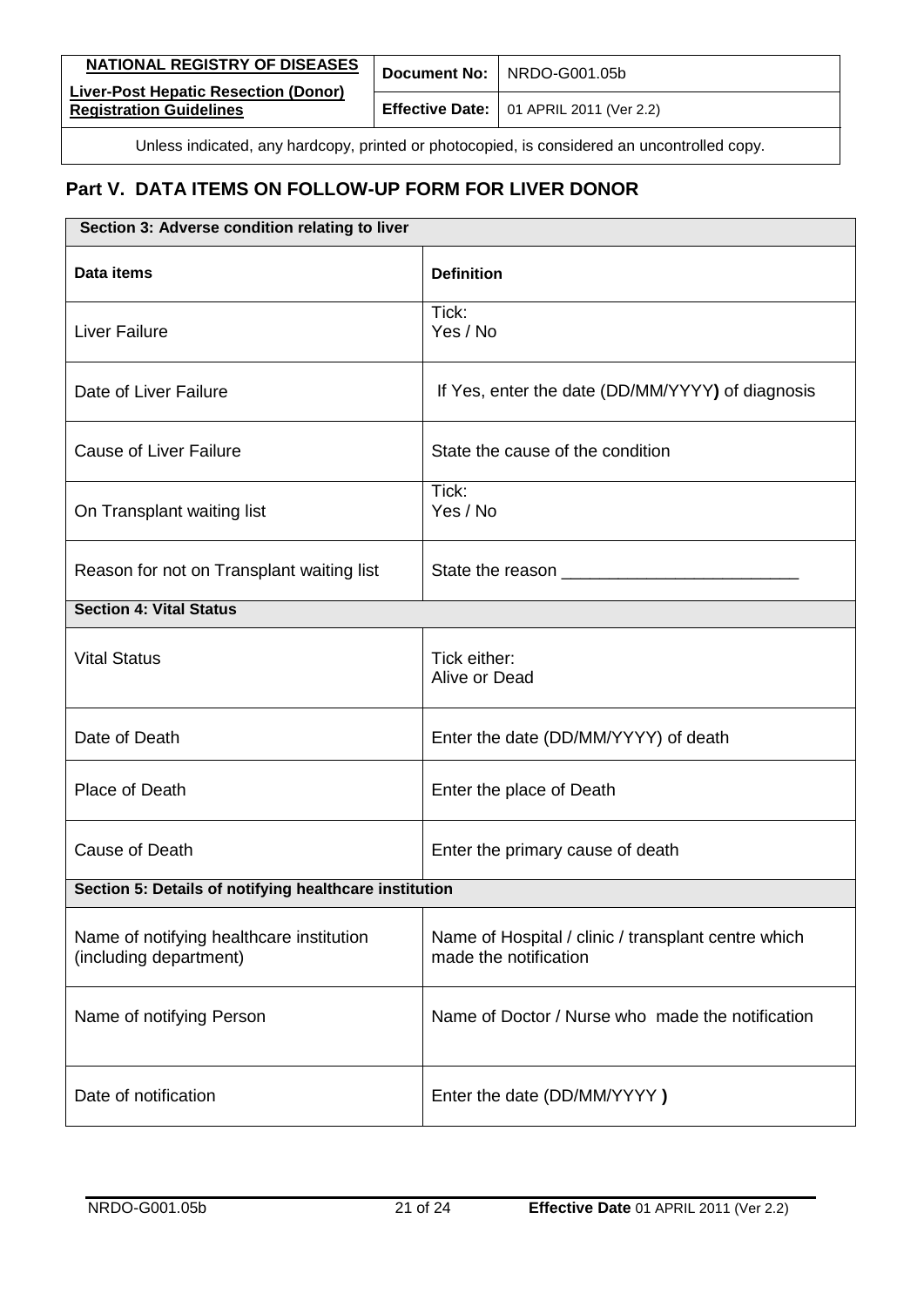Unless indicated, any hardcopy, printed or photocopied, is considered an uncontrolled copy.

## Part V. DATA ITEMS ON FOLLOW-UP FORM FOR LIVER DONOR

| **Section 3: Adverse condition relating to liver** | |
|---|---|
| **Data items** | **Definition** |
| Liver Failure | Tick:<br>Yes / No |
| Date of Liver Failure | If Yes, enter the date (DD/MM/YYYY) of diagnosis |
| Cause of Liver Failure | State the cause of the condition |
| On Transplant waiting list | Tick:<br>Yes / No |
| Reason for not on Transplant waiting list | State the reason ________________________ |
| **Section 4: Vital Status** | |
| Vital Status | Tick either:<br>Alive or Dead |
| Date of Death | Enter the date (DD/MM/YYYY) of death |
| Place of Death | Enter the place of Death |
| Cause of Death | Enter the primary cause of death |
| **Section 5: Details of notifying healthcare institution** | |
| Name of notifying healthcare institution (including department) | Name of Hospital / clinic / transplant centre which made the notification |
| Name of notifying Person | Name of Doctor / Nurse who made the notification |
| Date of notification | Enter the date (DD/MM/YYYY ) |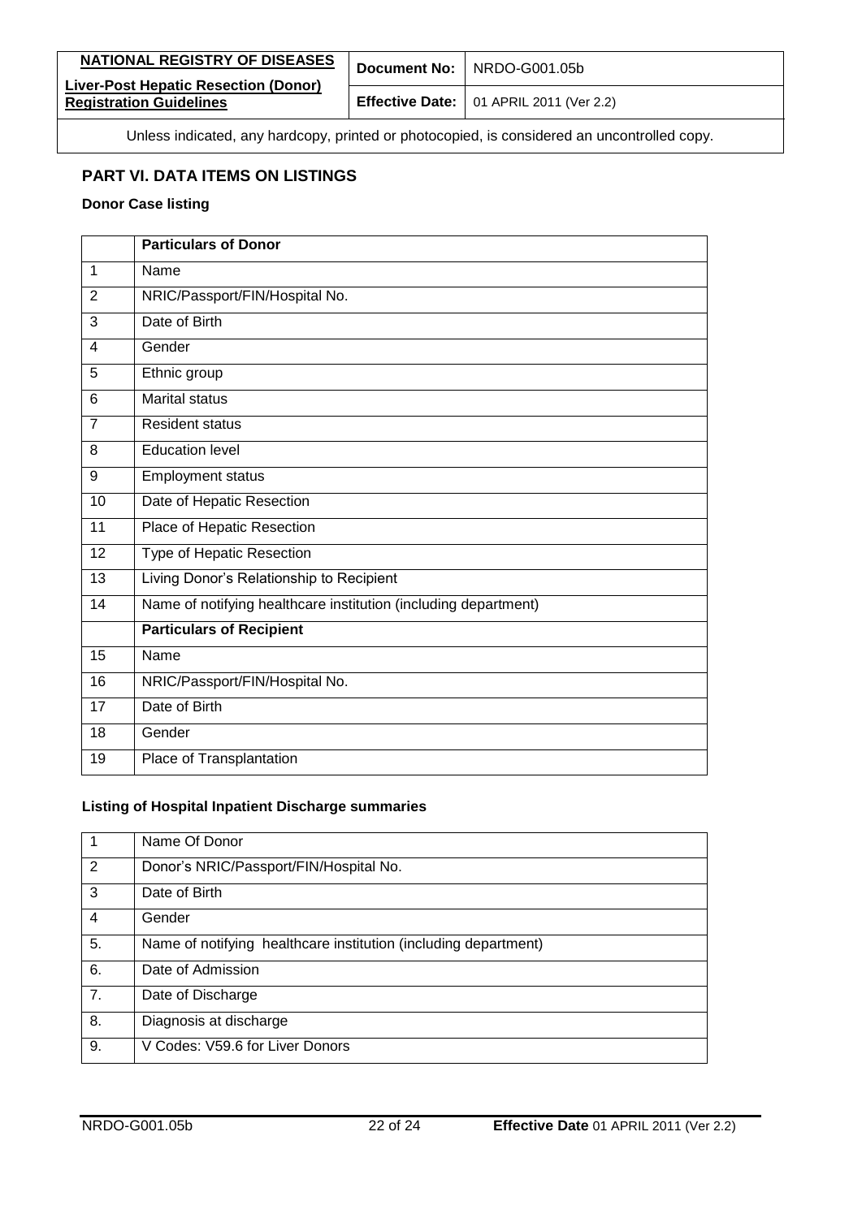## PART VI. DATA ITEMS ON LISTINGS

### Donor Case listing

| | **Particulars of Donor** |
|---|---|
| 1 | Name |
| 2 | NRIC/Passport/FIN/Hospital No. |
| 3 | Date of Birth |
| 4 | Gender |
| 5 | Ethnic group |
| 6 | Marital status |
| 7 | Resident status |
| 8 | Education level |
| 9 | Employment status |
| 10 | Date of Hepatic Resection |
| 11 | Place of Hepatic Resection |
| 12 | Type of Hepatic Resection |
| 13 | Living Donor's Relationship to Recipient |
| 14 | Name of notifying healthcare institution (including department) |
| | **Particulars of Recipient** |
| 15 | Name |
| 16 | NRIC/Passport/FIN/Hospital No. |
| 17 | Date of Birth |
| 18 | Gender |
| 19 | Place of Transplantation |

### Listing of Hospital Inpatient Discharge summaries

| | |
|---|---|
| 1 | Name Of Donor |
| 2 | Donor's NRIC/Passport/FIN/Hospital No. |
| 3 | Date of Birth |
| 4 | Gender |
| 5. | Name of notifying healthcare institution (including department) |
| 6. | Date of Admission |
| 7. | Date of Discharge |
| 8. | Diagnosis at discharge |
| 9. | V Codes: V59.6 for Liver Donors |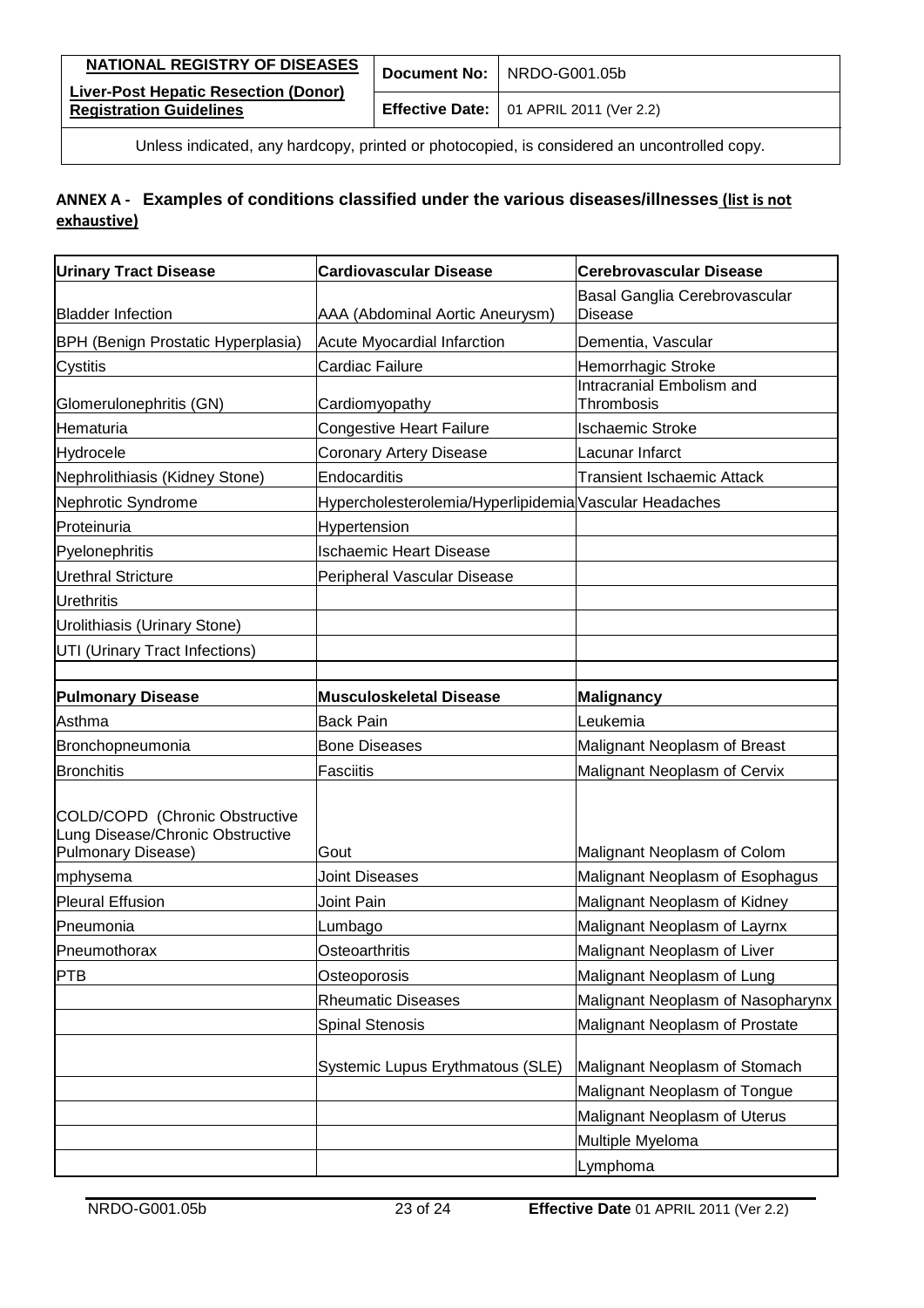Unless indicated, any hardcopy, printed or photocopied, is considered an uncontrolled copy.

## ANNEX A - Examples of conditions classified under the various diseases/illnesses (list is not exhaustive)

| Urinary Tract Disease | Cardiovascular Disease | Cerebrovascular Disease |
|---|---|---|
| Bladder Infection | AAA (Abdominal Aortic Aneurysm) | Basal Ganglia Cerebrovascular Disease |
| BPH (Benign Prostatic Hyperplasia) | Acute Myocardial Infarction | Dementia, Vascular |
| Cystitis | Cardiac Failure | Hemorrhagic Stroke |
| Glomerulonephritis (GN) | Cardiomyopathy | Intracranial Embolism and Thrombosis |
| Hematuria | Congestive Heart Failure | Ischaemic Stroke |
| Hydrocele | Coronary Artery Disease | Lacunar Infarct |
| Nephrolithiasis (Kidney Stone) | Endocarditis | Transient Ischaemic Attack |
| Nephrotic Syndrome | Hypercholesterolemia/Hyperlipidemia | Vascular Headaches |
| Proteinuria | Hypertension | |
| Pyelonephritis | Ischaemic Heart Disease | |
| Urethral Stricture | Peripheral Vascular Disease | |
| Urethritis | | |
| Urolithiasis (Urinary Stone) | | |
| UTI (Urinary Tract Infections) | | |
| | | |
| **Pulmonary Disease** | **Musculoskeletal Disease** | **Malignancy** |
| Asthma | Back Pain | Leukemia |
| Bronchopneumonia | Bone Diseases | Malignant Neoplasm of Breast |
| Bronchitis | Fasciitis | Malignant Neoplasm of Cervix |
| COLD/COPD (Chronic Obstructive Lung Disease/Chronic Obstructive Pulmonary Disease) | Gout | Malignant Neoplasm of Colom |
| mphysema | Joint Diseases | Malignant Neoplasm of Esophagus |
| Pleural Effusion | Joint Pain | Malignant Neoplasm of Kidney |
| Pneumonia | Lumbago | Malignant Neoplasm of Layrnx |
| Pneumothorax | Osteoarthritis | Malignant Neoplasm of Liver |
| PTB | Osteoporosis | Malignant Neoplasm of Lung |
| | Rheumatic Diseases | Malignant Neoplasm of Nasopharynx |
| | Spinal Stenosis | Malignant Neoplasm of Prostate |
| | Systemic Lupus Erythmatous (SLE) | Malignant Neoplasm of Stomach |
| | | Malignant Neoplasm of Tongue |
| | | Malignant Neoplasm of Uterus |
| | | Multiple Myeloma |
| | | Lymphoma |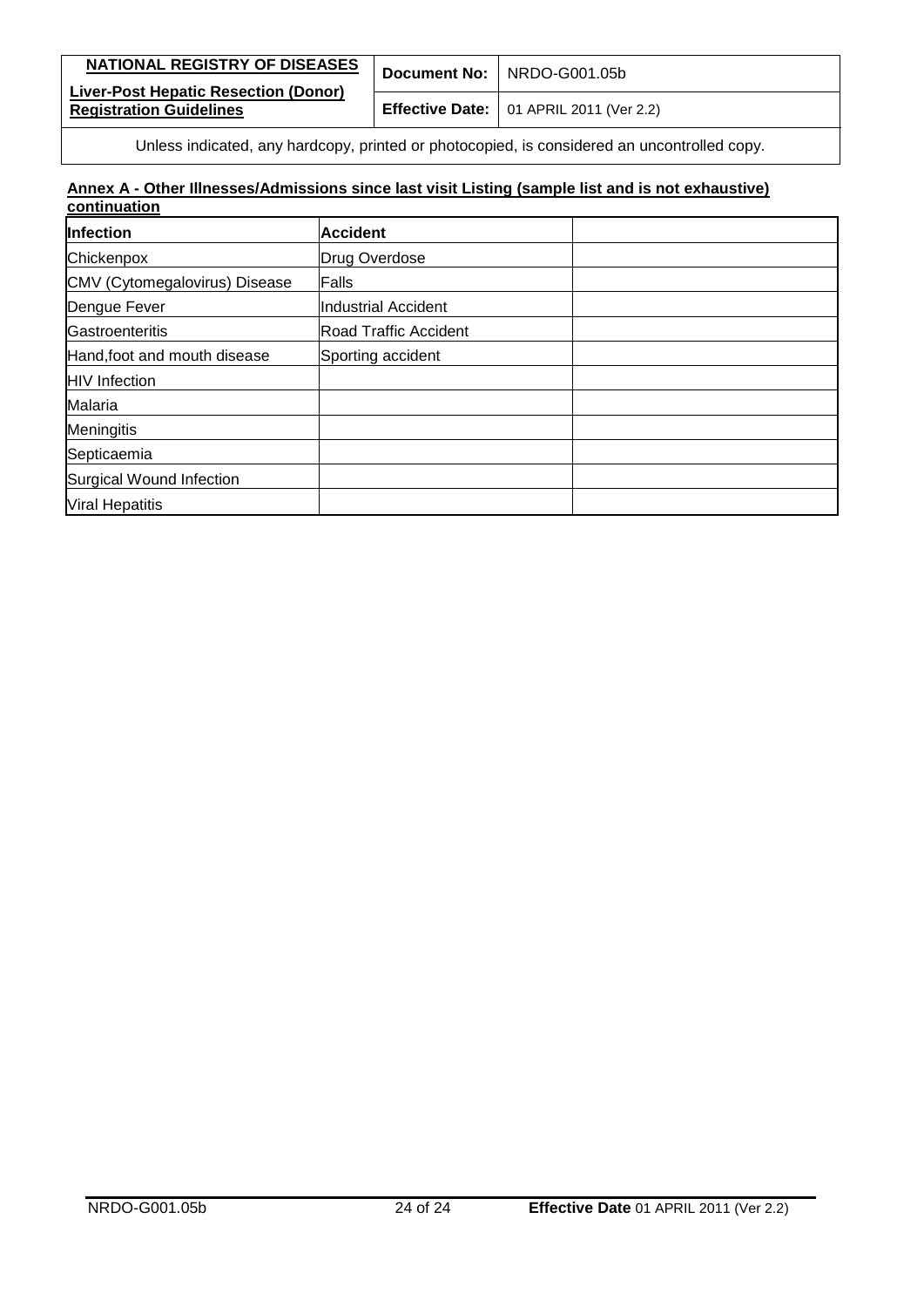**Annex A - Other Illnesses/Admissions since last visit Listing (sample list and is not exhaustive) continuation**

| Infection | Accident | |
|---|---|---|
| Chickenpox | Drug Overdose | |
| CMV (Cytomegalovirus) Disease | Falls | |
| Dengue Fever | Industrial Accident | |
| Gastroenteritis | Road Traffic Accident | |
| Hand,foot and mouth disease | Sporting accident | |
| HIV Infection | | |
| Malaria | | |
| Meningitis | | |
| Septicaemia | | |
| Surgical Wound Infection | | |
| Viral Hepatitis | | |